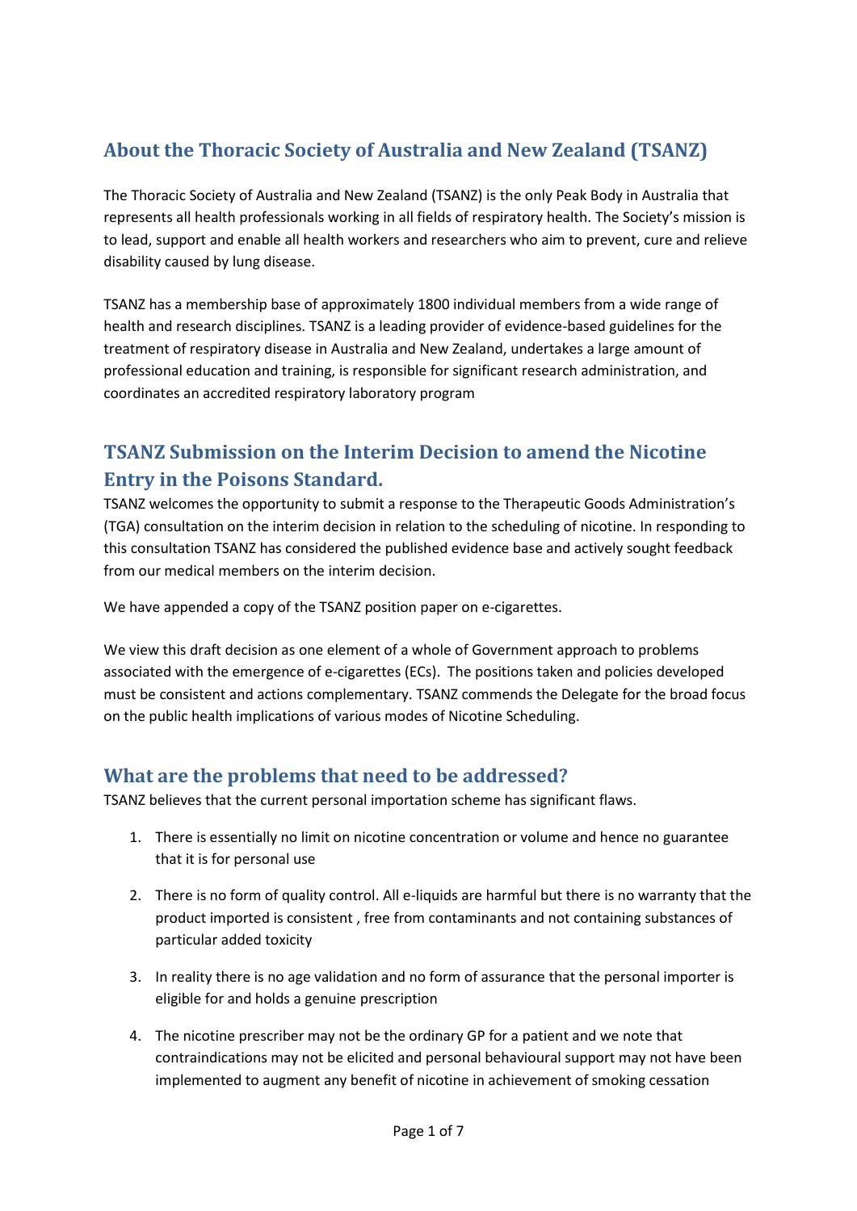## About the Thoracic Society of Australia and New Zealand (TSANZ)

The Thoracic Society of Australia and New Zealand (TSANZ) is the only Peak Body in Australia that represents all health professionals working in all fields of respiratory health. The Society's mission is to lead, support and enable all health workers and researchers who aim to prevent, cure and relieve disability caused by lung disease.

TSANZ has a membership base of approximately 1800 individual members from a wide range of health and research disciplines. TSANZ is a leading provider of evidence-based guidelines for the treatment of respiratory disease in Australia and New Zealand, undertakes a large amount of professional education and training, is responsible for significant research administration, and coordinates an accredited respiratory laboratory program

## TSANZ Submission on the Interim Decision to amend the Nicotine Entry in the Poisons Standard.

TSANZ welcomes the opportunity to submit a response to the Therapeutic Goods Administration's (TGA) consultation on the interim decision in relation to the scheduling of nicotine. In responding to this consultation TSANZ has considered the published evidence base and actively sought feedback from our medical members on the interim decision.

We have appended a copy of the TSANZ position paper on e-cigarettes.

We view this draft decision as one element of a whole of Government approach to problems associated with the emergence of e-cigarettes (ECs). The positions taken and policies developed must be consistent and actions complementary. TSANZ commends the Delegate for the broad focus on the public health implications of various modes of Nicotine Scheduling.

## What are the problems that need to be addressed?

TSANZ believes that the current personal importation scheme has significant flaws.

1. There is essentially no limit on nicotine concentration or volume and hence no guarantee that it is for personal use
2. There is no form of quality control. All e-liquids are harmful but there is no warranty that the product imported is consistent , free from contaminants and not containing substances of particular added toxicity
3. In reality there is no age validation and no form of assurance that the personal importer is eligible for and holds a genuine prescription
4. The nicotine prescriber may not be the ordinary GP for a patient and we note that contraindications may not be elicited and personal behavioural support may not have been implemented to augment any benefit of nicotine in achievement of smoking cessation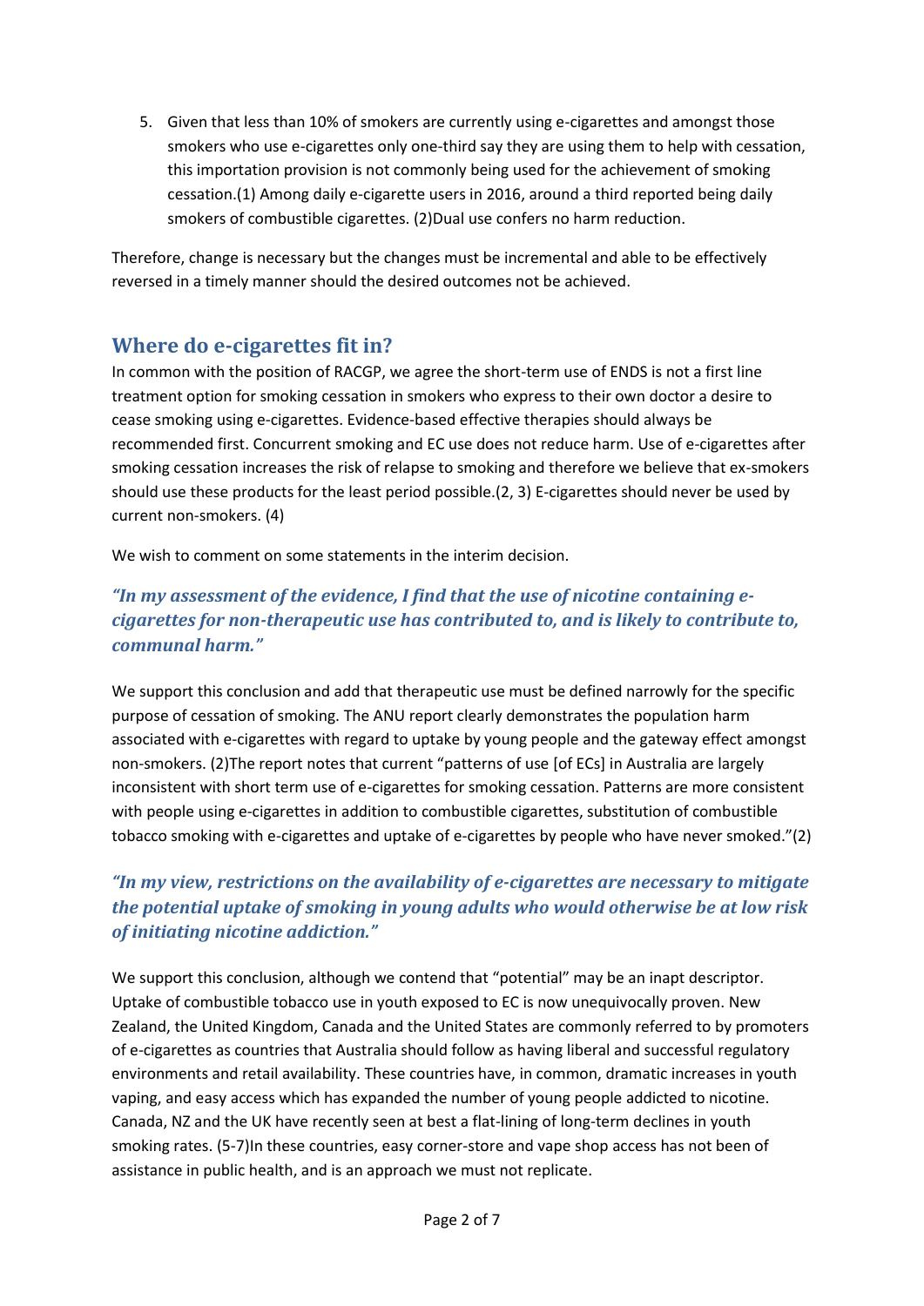5. Given that less than 10% of smokers are currently using e-cigarettes and amongst those smokers who use e-cigarettes only one-third say they are using them to help with cessation, this importation provision is not commonly being used for the achievement of smoking cessation.(1) Among daily e-cigarette users in 2016, around a third reported being daily smokers of combustible cigarettes. (2)Dual use confers no harm reduction.

Therefore, change is necessary but the changes must be incremental and able to be effectively reversed in a timely manner should the desired outcomes not be achieved.

## Where do e-cigarettes fit in?

In common with the position of RACGP, we agree the short-term use of ENDS is not a first line treatment option for smoking cessation in smokers who express to their own doctor a desire to cease smoking using e-cigarettes. Evidence-based effective therapies should always be recommended first. Concurrent smoking and EC use does not reduce harm. Use of e-cigarettes after smoking cessation increases the risk of relapse to smoking and therefore we believe that ex-smokers should use these products for the least period possible.(2, 3) E-cigarettes should never be used by current non-smokers. (4)

We wish to comment on some statements in the interim decision.

### *"In my assessment of the evidence, I find that the use of nicotine containing e-cigarettes for non-therapeutic use has contributed to, and is likely to contribute to, communal harm."*

We support this conclusion and add that therapeutic use must be defined narrowly for the specific purpose of cessation of smoking. The ANU report clearly demonstrates the population harm associated with e-cigarettes with regard to uptake by young people and the gateway effect amongst non-smokers. (2)The report notes that current "patterns of use [of ECs] in Australia are largely inconsistent with short term use of e-cigarettes for smoking cessation. Patterns are more consistent with people using e-cigarettes in addition to combustible cigarettes, substitution of combustible tobacco smoking with e-cigarettes and uptake of e-cigarettes by people who have never smoked."(2)

### *"In my view, restrictions on the availability of e-cigarettes are necessary to mitigate the potential uptake of smoking in young adults who would otherwise be at low risk of initiating nicotine addiction."*

We support this conclusion, although we contend that "potential" may be an inapt descriptor. Uptake of combustible tobacco use in youth exposed to EC is now unequivocally proven. New Zealand, the United Kingdom, Canada and the United States are commonly referred to by promoters of e-cigarettes as countries that Australia should follow as having liberal and successful regulatory environments and retail availability. These countries have, in common, dramatic increases in youth vaping, and easy access which has expanded the number of young people addicted to nicotine. Canada, NZ and the UK have recently seen at best a flat-lining of long-term declines in youth smoking rates. (5-7)In these countries, easy corner-store and vape shop access has not been of assistance in public health, and is an approach we must not replicate.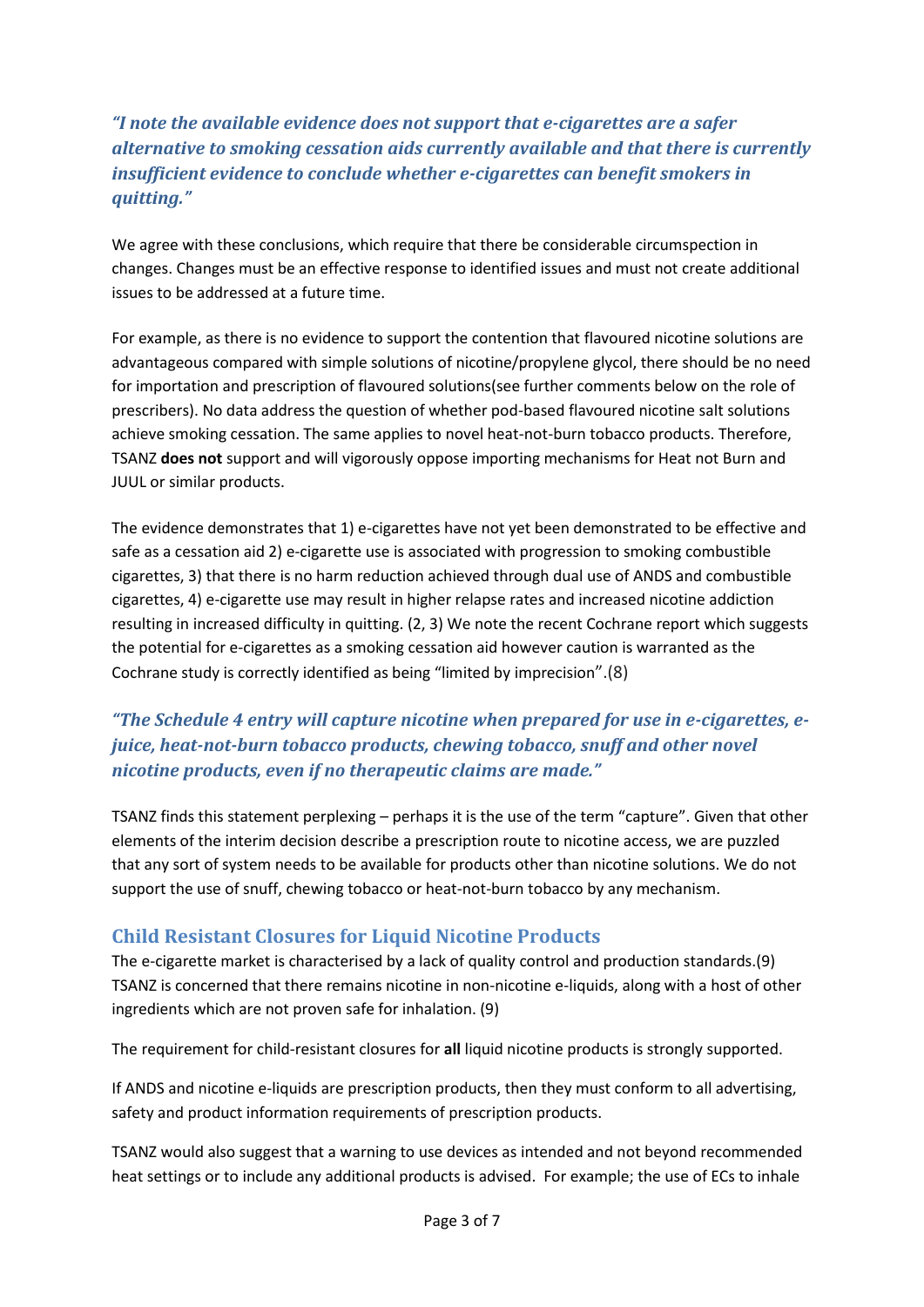***"I note the available evidence does not support that e-cigarettes are a safer alternative to smoking cessation aids currently available and that there is currently insufficient evidence to conclude whether e-cigarettes can benefit smokers in quitting."***

We agree with these conclusions, which require that there be considerable circumspection in changes. Changes must be an effective response to identified issues and must not create additional issues to be addressed at a future time.

For example, as there is no evidence to support the contention that flavoured nicotine solutions are advantageous compared with simple solutions of nicotine/propylene glycol, there should be no need for importation and prescription of flavoured solutions(see further comments below on the role of prescribers). No data address the question of whether pod-based flavoured nicotine salt solutions achieve smoking cessation. The same applies to novel heat-not-burn tobacco products. Therefore, TSANZ **does not** support and will vigorously oppose importing mechanisms for Heat not Burn and JUUL or similar products.

The evidence demonstrates that 1) e-cigarettes have not yet been demonstrated to be effective and safe as a cessation aid 2) e-cigarette use is associated with progression to smoking combustible cigarettes, 3) that there is no harm reduction achieved through dual use of ANDS and combustible cigarettes, 4) e-cigarette use may result in higher relapse rates and increased nicotine addiction resulting in increased difficulty in quitting. (2, 3) We note the recent Cochrane report which suggests the potential for e-cigarettes as a smoking cessation aid however caution is warranted as the Cochrane study is correctly identified as being "limited by imprecision".(8)

***"The Schedule 4 entry will capture nicotine when prepared for use in e-cigarettes, e-juice, heat-not-burn tobacco products, chewing tobacco, snuff and other novel nicotine products, even if no therapeutic claims are made."***

TSANZ finds this statement perplexing – perhaps it is the use of the term "capture". Given that other elements of the interim decision describe a prescription route to nicotine access, we are puzzled that any sort of system needs to be available for products other than nicotine solutions. We do not support the use of snuff, chewing tobacco or heat-not-burn tobacco by any mechanism.

## Child Resistant Closures for Liquid Nicotine Products

The e-cigarette market is characterised by a lack of quality control and production standards.(9) TSANZ is concerned that there remains nicotine in non-nicotine e-liquids, along with a host of other ingredients which are not proven safe for inhalation. (9)

The requirement for child-resistant closures for **all** liquid nicotine products is strongly supported.

If ANDS and nicotine e-liquids are prescription products, then they must conform to all advertising, safety and product information requirements of prescription products.

TSANZ would also suggest that a warning to use devices as intended and not beyond recommended heat settings or to include any additional products is advised. For example; the use of ECs to inhale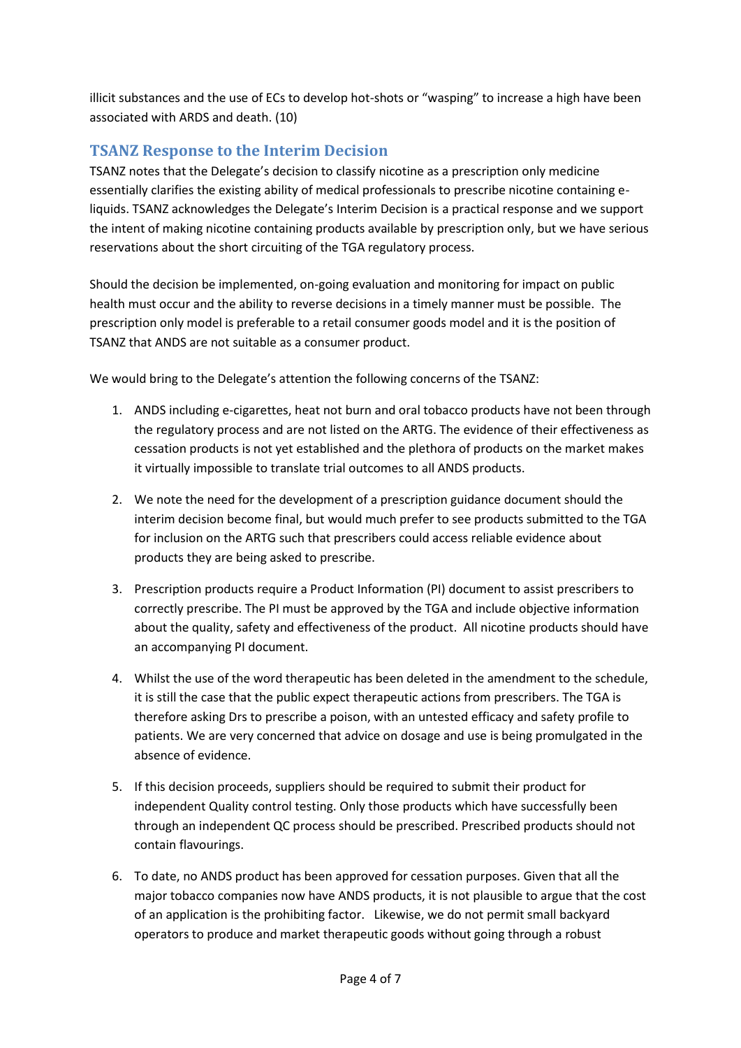illicit substances and the use of ECs to develop hot-shots or "wasping" to increase a high have been associated with ARDS and death. (10)

## TSANZ Response to the Interim Decision

TSANZ notes that the Delegate's decision to classify nicotine as a prescription only medicine essentially clarifies the existing ability of medical professionals to prescribe nicotine containing e-liquids. TSANZ acknowledges the Delegate's Interim Decision is a practical response and we support the intent of making nicotine containing products available by prescription only, but we have serious reservations about the short circuiting of the TGA regulatory process.

Should the decision be implemented, on-going evaluation and monitoring for impact on public health must occur and the ability to reverse decisions in a timely manner must be possible. The prescription only model is preferable to a retail consumer goods model and it is the position of TSANZ that ANDS are not suitable as a consumer product.

We would bring to the Delegate's attention the following concerns of the TSANZ:

1. ANDS including e-cigarettes, heat not burn and oral tobacco products have not been through the regulatory process and are not listed on the ARTG. The evidence of their effectiveness as cessation products is not yet established and the plethora of products on the market makes it virtually impossible to translate trial outcomes to all ANDS products.

2. We note the need for the development of a prescription guidance document should the interim decision become final, but would much prefer to see products submitted to the TGA for inclusion on the ARTG such that prescribers could access reliable evidence about products they are being asked to prescribe.

3. Prescription products require a Product Information (PI) document to assist prescribers to correctly prescribe. The PI must be approved by the TGA and include objective information about the quality, safety and effectiveness of the product. All nicotine products should have an accompanying PI document.

4. Whilst the use of the word therapeutic has been deleted in the amendment to the schedule, it is still the case that the public expect therapeutic actions from prescribers. The TGA is therefore asking Drs to prescribe a poison, with an untested efficacy and safety profile to patients. We are very concerned that advice on dosage and use is being promulgated in the absence of evidence.

5. If this decision proceeds, suppliers should be required to submit their product for independent Quality control testing. Only those products which have successfully been through an independent QC process should be prescribed. Prescribed products should not contain flavourings.

6. To date, no ANDS product has been approved for cessation purposes. Given that all the major tobacco companies now have ANDS products, it is not plausible to argue that the cost of an application is the prohibiting factor. Likewise, we do not permit small backyard operators to produce and market therapeutic goods without going through a robust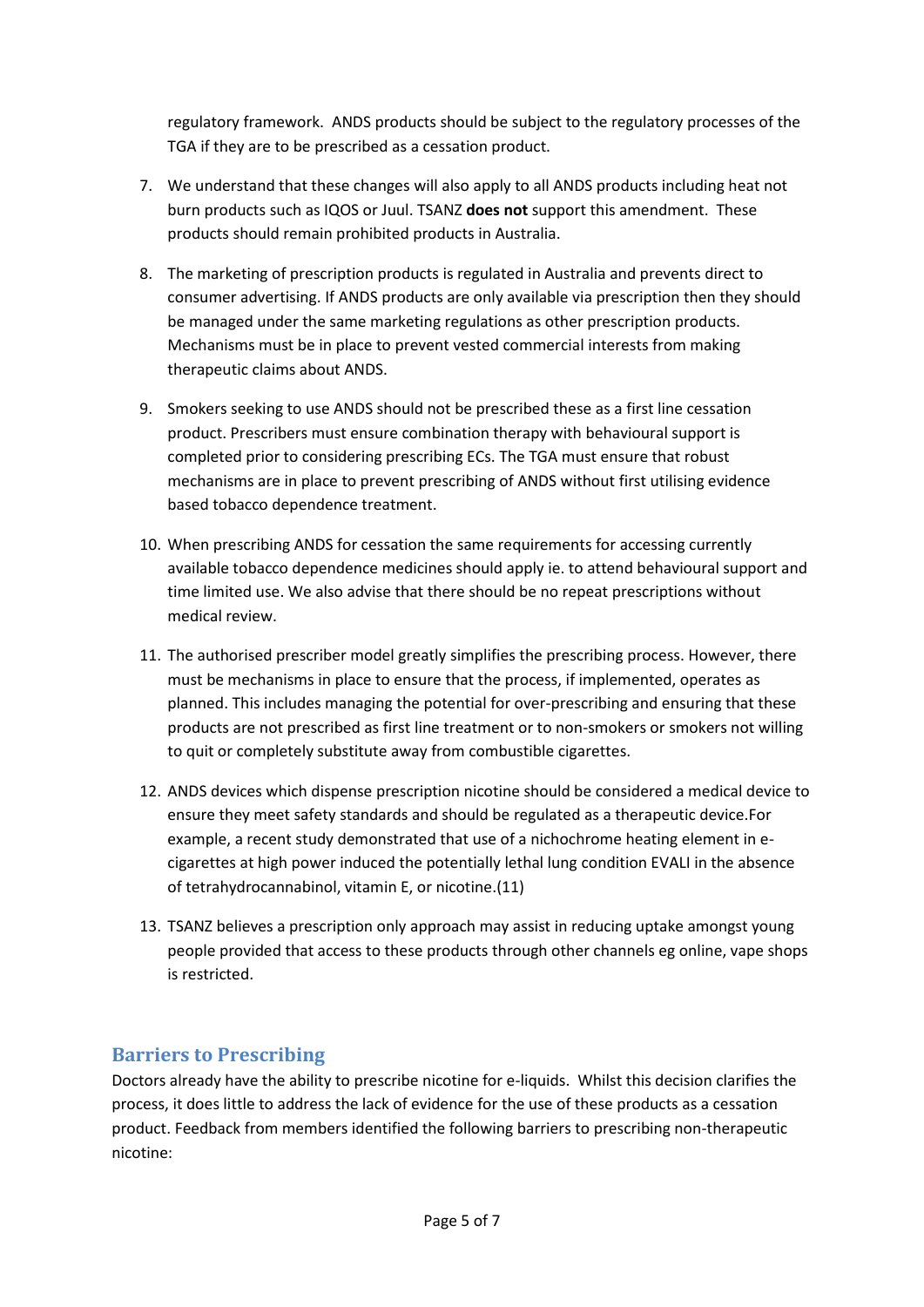regulatory framework. ANDS products should be subject to the regulatory processes of the TGA if they are to be prescribed as a cessation product.

7. We understand that these changes will also apply to all ANDS products including heat not burn products such as IQOS or Juul. TSANZ **does not** support this amendment. These products should remain prohibited products in Australia.

8. The marketing of prescription products is regulated in Australia and prevents direct to consumer advertising. If ANDS products are only available via prescription then they should be managed under the same marketing regulations as other prescription products. Mechanisms must be in place to prevent vested commercial interests from making therapeutic claims about ANDS.

9. Smokers seeking to use ANDS should not be prescribed these as a first line cessation product. Prescribers must ensure combination therapy with behavioural support is completed prior to considering prescribing ECs. The TGA must ensure that robust mechanisms are in place to prevent prescribing of ANDS without first utilising evidence based tobacco dependence treatment.

10. When prescribing ANDS for cessation the same requirements for accessing currently available tobacco dependence medicines should apply ie. to attend behavioural support and time limited use. We also advise that there should be no repeat prescriptions without medical review.

11. The authorised prescriber model greatly simplifies the prescribing process. However, there must be mechanisms in place to ensure that the process, if implemented, operates as planned. This includes managing the potential for over-prescribing and ensuring that these products are not prescribed as first line treatment or to non-smokers or smokers not willing to quit or completely substitute away from combustible cigarettes.

12. ANDS devices which dispense prescription nicotine should be considered a medical device to ensure they meet safety standards and should be regulated as a therapeutic device.For example, a recent study demonstrated that use of a nichochrome heating element in e-cigarettes at high power induced the potentially lethal lung condition EVALI in the absence of tetrahydrocannabinol, vitamin E, or nicotine.(11)

13. TSANZ believes a prescription only approach may assist in reducing uptake amongst young people provided that access to these products through other channels eg online, vape shops is restricted.

## Barriers to Prescribing

Doctors already have the ability to prescribe nicotine for e-liquids. Whilst this decision clarifies the process, it does little to address the lack of evidence for the use of these products as a cessation product. Feedback from members identified the following barriers to prescribing non-therapeutic nicotine: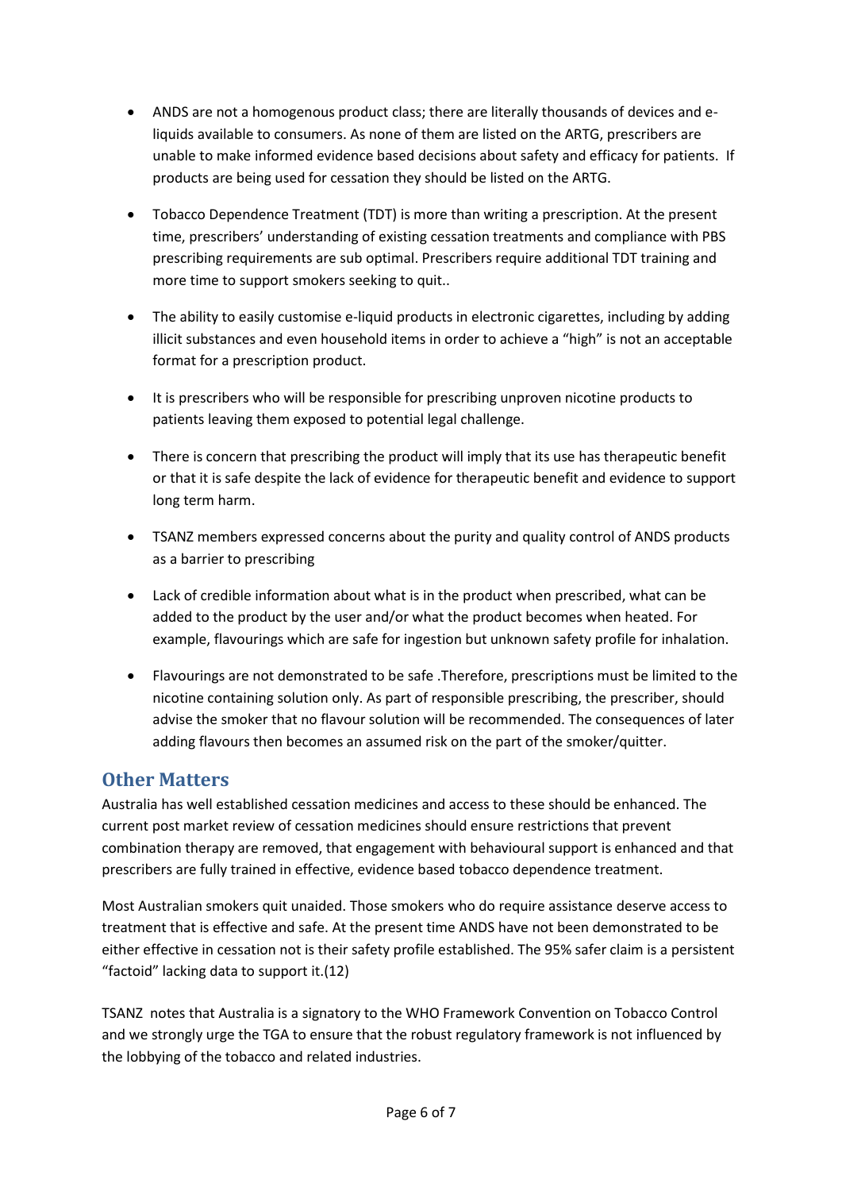- ANDS are not a homogenous product class; there are literally thousands of devices and e-liquids available to consumers. As none of them are listed on the ARTG, prescribers are unable to make informed evidence based decisions about safety and efficacy for patients. If products are being used for cessation they should be listed on the ARTG.

- Tobacco Dependence Treatment (TDT) is more than writing a prescription. At the present time, prescribers' understanding of existing cessation treatments and compliance with PBS prescribing requirements are sub optimal. Prescribers require additional TDT training and more time to support smokers seeking to quit..

- The ability to easily customise e-liquid products in electronic cigarettes, including by adding illicit substances and even household items in order to achieve a "high" is not an acceptable format for a prescription product.

- It is prescribers who will be responsible for prescribing unproven nicotine products to patients leaving them exposed to potential legal challenge.

- There is concern that prescribing the product will imply that its use has therapeutic benefit or that it is safe despite the lack of evidence for therapeutic benefit and evidence to support long term harm.

- TSANZ members expressed concerns about the purity and quality control of ANDS products as a barrier to prescribing

- Lack of credible information about what is in the product when prescribed, what can be added to the product by the user and/or what the product becomes when heated. For example, flavourings which are safe for ingestion but unknown safety profile for inhalation.

- Flavourings are not demonstrated to be safe .Therefore, prescriptions must be limited to the nicotine containing solution only. As part of responsible prescribing, the prescriber, should advise the smoker that no flavour solution will be recommended. The consequences of later adding flavours then becomes an assumed risk on the part of the smoker/quitter.

## Other Matters

Australia has well established cessation medicines and access to these should be enhanced. The current post market review of cessation medicines should ensure restrictions that prevent combination therapy are removed, that engagement with behavioural support is enhanced and that prescribers are fully trained in effective, evidence based tobacco dependence treatment.

Most Australian smokers quit unaided. Those smokers who do require assistance deserve access to treatment that is effective and safe. At the present time ANDS have not been demonstrated to be either effective in cessation not is their safety profile established. The 95% safer claim is a persistent "factoid" lacking data to support it.(12)

TSANZ notes that Australia is a signatory to the WHO Framework Convention on Tobacco Control and we strongly urge the TGA to ensure that the robust regulatory framework is not influenced by the lobbying of the tobacco and related industries.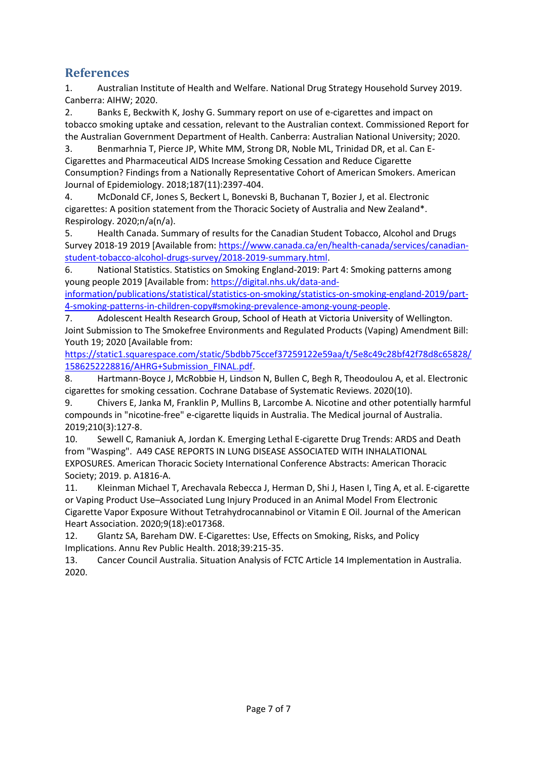## References

1. Australian Institute of Health and Welfare. National Drug Strategy Household Survey 2019. Canberra: AIHW; 2020.
2. Banks E, Beckwith K, Joshy G. Summary report on use of e-cigarettes and impact on tobacco smoking uptake and cessation, relevant to the Australian context. Commissioned Report for the Australian Government Department of Health. Canberra: Australian National University; 2020.
3. Benmarhnia T, Pierce JP, White MM, Strong DR, Noble ML, Trinidad DR, et al. Can E-Cigarettes and Pharmaceutical AIDS Increase Smoking Cessation and Reduce Cigarette Consumption? Findings from a Nationally Representative Cohort of American Smokers. American Journal of Epidemiology. 2018;187(11):2397-404.
4. McDonald CF, Jones S, Beckert L, Bonevski B, Buchanan T, Bozier J, et al. Electronic cigarettes: A position statement from the Thoracic Society of Australia and New Zealand*. Respirology. 2020;n/a(n/a).
5. Health Canada. Summary of results for the Canadian Student Tobacco, Alcohol and Drugs Survey 2018-19 2019 [Available from: https://www.canada.ca/en/health-canada/services/canadian-student-tobacco-alcohol-drugs-survey/2018-2019-summary.html.
6. National Statistics. Statistics on Smoking England-2019: Part 4: Smoking patterns among young people 2019 [Available from: https://digital.nhs.uk/data-and-information/publications/statistical/statistics-on-smoking/statistics-on-smoking-england-2019/part-4-smoking-patterns-in-children-copy#smoking-prevalence-among-young-people.
7. Adolescent Health Research Group, School of Heath at Victoria University of Wellington. Joint Submission to The Smokefree Environments and Regulated Products (Vaping) Amendment Bill: Youth 19; 2020 [Available from: https://static1.squarespace.com/static/5bdbb75ccef37259122e59aa/t/5e8c49c28bf42f78d8c65828/1586252228816/AHRG+Submission_FINAL.pdf.
8. Hartmann-Boyce J, McRobbie H, Lindson N, Bullen C, Begh R, Theodoulou A, et al. Electronic cigarettes for smoking cessation. Cochrane Database of Systematic Reviews. 2020(10).
9. Chivers E, Janka M, Franklin P, Mullins B, Larcombe A. Nicotine and other potentially harmful compounds in "nicotine-free" e-cigarette liquids in Australia. The Medical journal of Australia. 2019;210(3):127-8.
10. Sewell C, Ramaniuk A, Jordan K. Emerging Lethal E-cigarette Drug Trends: ARDS and Death from "Wasping". A49 CASE REPORTS IN LUNG DISEASE ASSOCIATED WITH INHALATIONAL EXPOSURES. American Thoracic Society International Conference Abstracts: American Thoracic Society; 2019. p. A1816-A.
11. Kleinman Michael T, Arechavala Rebecca J, Herman D, Shi J, Hasen I, Ting A, et al. E-cigarette or Vaping Product Use–Associated Lung Injury Produced in an Animal Model From Electronic Cigarette Vapor Exposure Without Tetrahydrocannabinol or Vitamin E Oil. Journal of the American Heart Association. 2020;9(18):e017368.
12. Glantz SA, Bareham DW. E-Cigarettes: Use, Effects on Smoking, Risks, and Policy Implications. Annu Rev Public Health. 2018;39:215-35.
13. Cancer Council Australia. Situation Analysis of FCTC Article 14 Implementation in Australia. 2020.